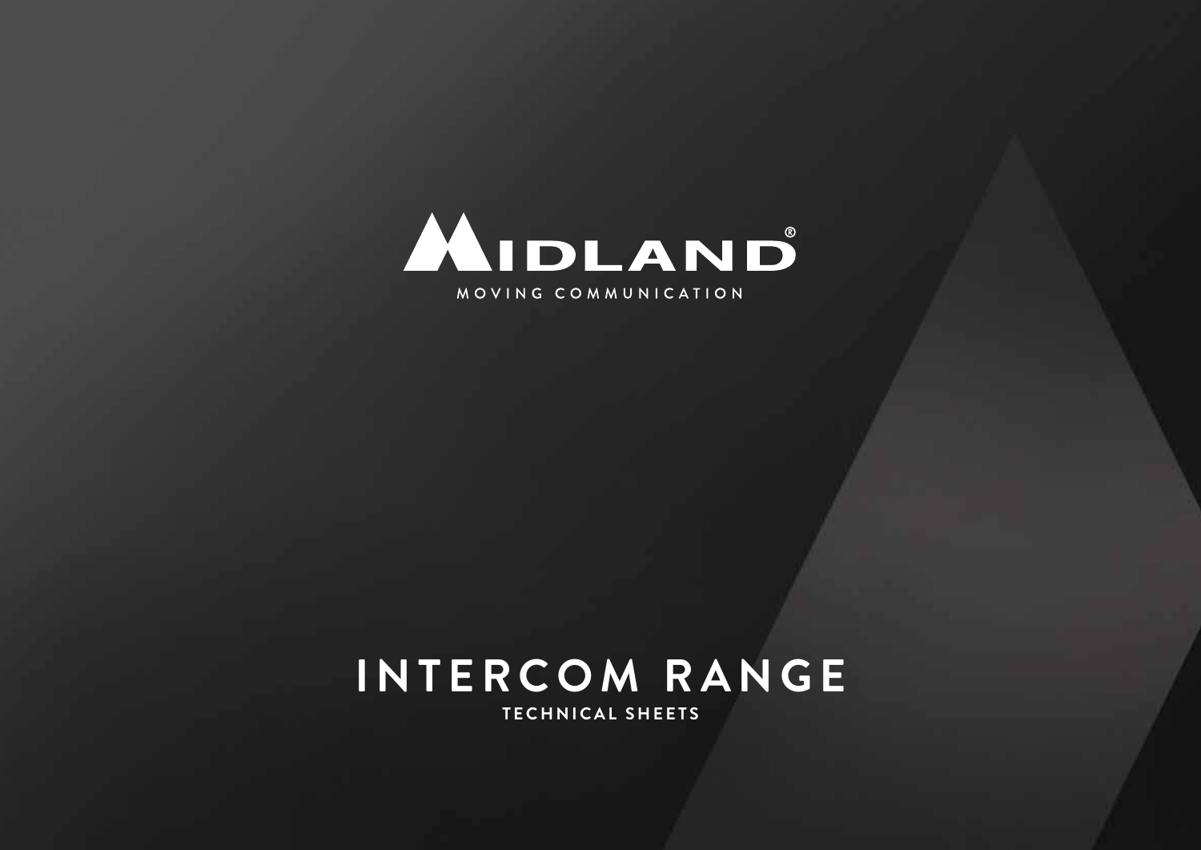MIDLAND®

MOVING COMMUNICATION

# INTERCOM RANGE

## TECHNICAL SHEETS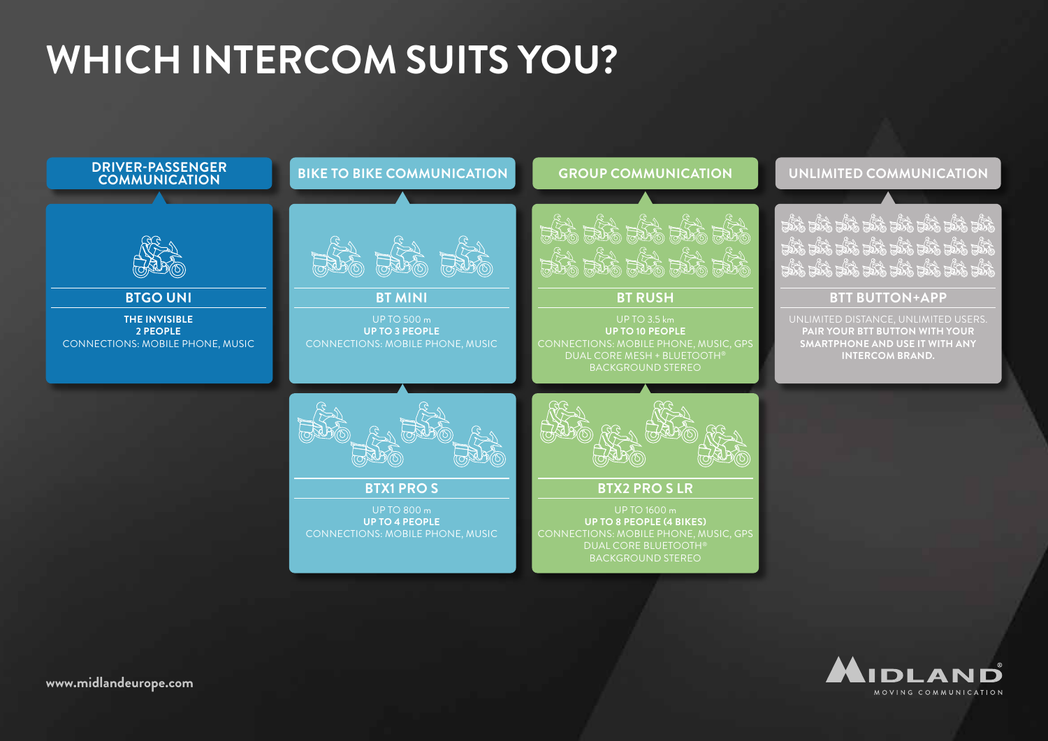# WHICH INTERCOM SUITS YOU?

## DRIVER-PASSENGER COMMUNICATION

### BTGO UNI

**THE INVISIBLE**
**2 PEOPLE**
CONNECTIONS: MOBILE PHONE, MUSIC

## BIKE TO BIKE COMMUNICATION

### BT MINI

UP TO 500 m
**UP TO 3 PEOPLE**
CONNECTIONS: MOBILE PHONE, MUSIC

### BTX1 PRO S

UP TO 800 m
**UP TO 4 PEOPLE**
CONNECTIONS: MOBILE PHONE, MUSIC

## GROUP COMMUNICATION

### BT RUSH

UP TO 3.5 km
**UP TO 10 PEOPLE**
CONNECTIONS: MOBILE PHONE, MUSIC, GPS
DUAL CORE MESH + BLUETOOTH®
BACKGROUND STEREO

### BTX2 PRO S LR

UP TO 1600 m
**UP TO 8 PEOPLE (4 BIKES)**
CONNECTIONS: MOBILE PHONE, MUSIC, GPS
DUAL CORE BLUETOOTH®
BACKGROUND STEREO

## UNLIMITED COMMUNICATION

### BTT BUTTON+APP

UNLIMITED DISTANCE, UNLIMITED USERS.
**PAIR YOUR BTT BUTTON WITH YOUR SMARTPHONE AND USE IT WITH ANY INTERCOM BRAND.**

www.midlandeurope.com

MIDLAND® MOVING COMMUNICATION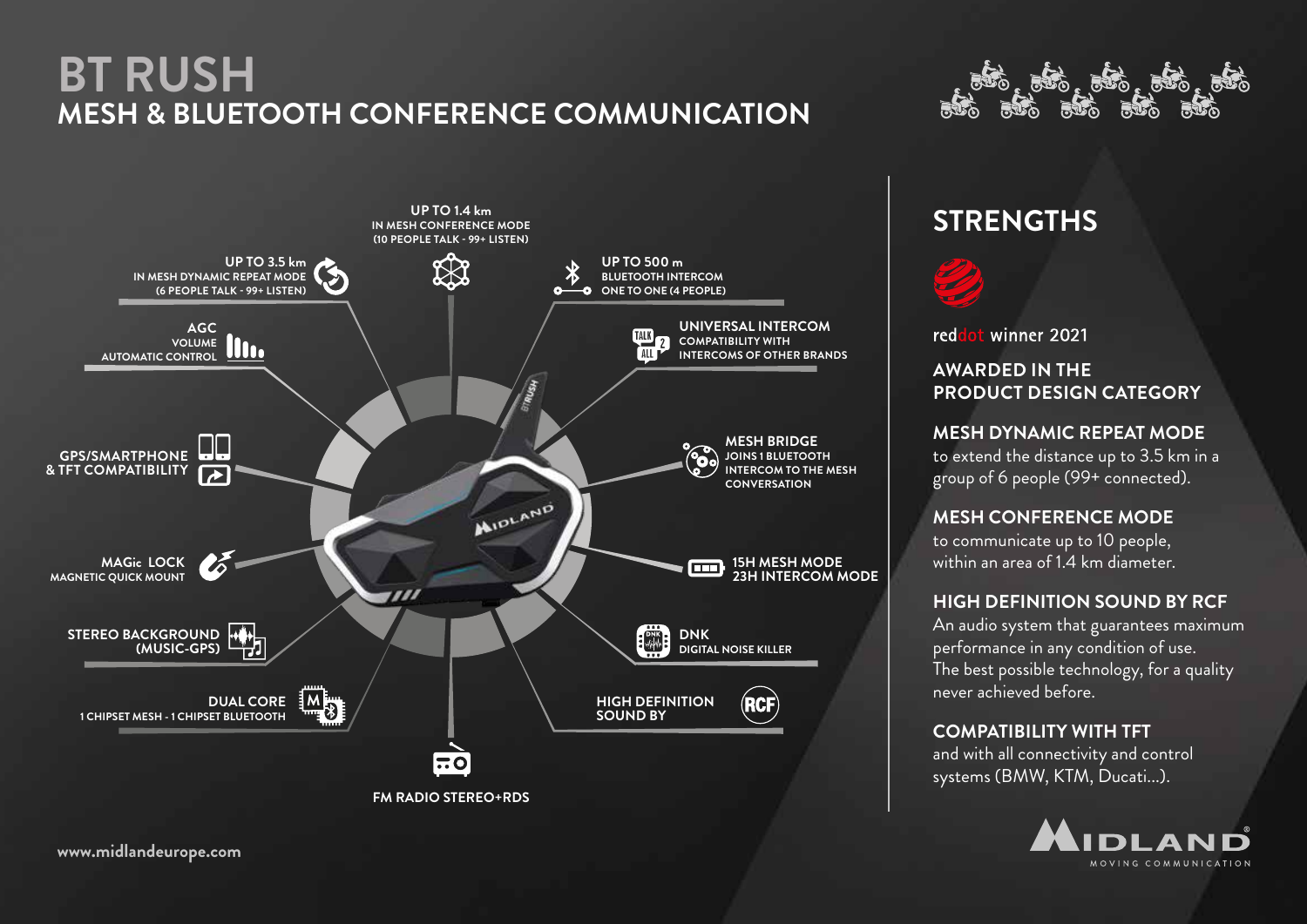# BT RUSH

## MESH & BLUETOOTH CONFERENCE COMMUNICATION

**UP TO 1.4 km**
IN MESH CONFERENCE MODE
(10 PEOPLE TALK - 99+ LISTEN)

**UP TO 3.5 km**
IN MESH DYNAMIC REPEAT MODE
(6 PEOPLE TALK - 99+ LISTEN)

**UP TO 500 m**
BLUETOOTH INTERCOM
ONE TO ONE (4 PEOPLE)

**AGC**
VOLUME
AUTOMATIC CONTROL

**UNIVERSAL INTERCOM**
COMPATIBILITY WITH
INTERCOMS OF OTHER BRANDS

**GPS/SMARTPHONE & TFT COMPATIBILITY**

**MESH BRIDGE**
JOINS 1 BLUETOOTH
INTERCOM TO THE MESH
CONVERSATION

**MAGic LOCK**
MAGNETIC QUICK MOUNT

**15H MESH MODE**
**23H INTERCOM MODE**

**STEREO BACKGROUND (MUSIC-GPS)**

**DNK**
DIGITAL NOISE KILLER

**DUAL CORE**
1 CHIPSET MESH - 1 CHIPSET BLUETOOTH

**HIGH DEFINITION SOUND BY** RCF

**FM RADIO STEREO+RDS**

## STRENGTHS

reddot winner 2021

**AWARDED IN THE PRODUCT DESIGN CATEGORY**

**MESH DYNAMIC REPEAT MODE**
to extend the distance up to 3.5 km in a group of 6 people (99+ connected).

**MESH CONFERENCE MODE**
to communicate up to 10 people, within an area of 1.4 km diameter.

**HIGH DEFINITION SOUND BY RCF**
An audio system that guarantees maximum performance in any condition of use. The best possible technology, for a quality never achieved before.

**COMPATIBILITY WITH TFT**
and with all connectivity and control systems (BMW, KTM, Ducati...).

MIDLAND
MOVING COMMUNICATION

www.midlandeurope.com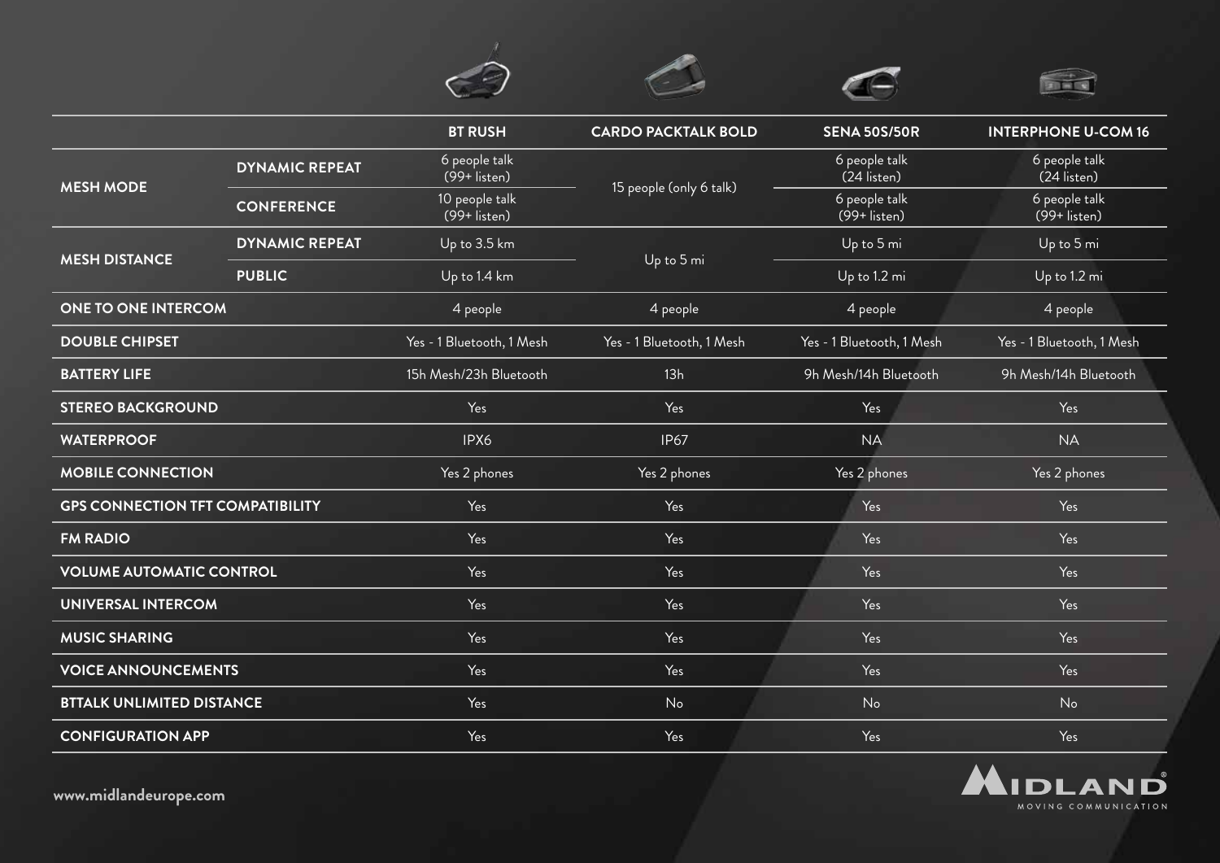| | | BT RUSH | CARDO PACKTALK BOLD | SENA 50S/50R | INTERPHONE U-COM 16 |
|---|---|---|---|---|---|
| MESH MODE | DYNAMIC REPEAT | 6 people talk (99+ listen) | 15 people (only 6 talk) | 6 people talk (24 listen) | 6 people talk (24 listen) |
| | CONFERENCE | 10 people talk (99+ listen) | | 6 people talk (99+ listen) | 6 people talk (99+ listen) |
| MESH DISTANCE | DYNAMIC REPEAT | Up to 3.5 km | Up to 5 mi | Up to 5 mi | Up to 5 mi |
| | PUBLIC | Up to 1.4 km | | Up to 1.2 mi | Up to 1.2 mi |
| ONE TO ONE INTERCOM | | 4 people | 4 people | 4 people | 4 people |
| DOUBLE CHIPSET | | Yes - 1 Bluetooth, 1 Mesh | Yes - 1 Bluetooth, 1 Mesh | Yes - 1 Bluetooth, 1 Mesh | Yes - 1 Bluetooth, 1 Mesh |
| BATTERY LIFE | | 15h Mesh/23h Bluetooth | 13h | 9h Mesh/14h Bluetooth | 9h Mesh/14h Bluetooth |
| STEREO BACKGROUND | | Yes | Yes | Yes | Yes |
| WATERPROOF | | IPX6 | IP67 | NA | NA |
| MOBILE CONNECTION | | Yes 2 phones | Yes 2 phones | Yes 2 phones | Yes 2 phones |
| GPS CONNECTION TFT COMPATIBILITY | | Yes | Yes | Yes | Yes |
| FM RADIO | | Yes | Yes | Yes | Yes |
| VOLUME AUTOMATIC CONTROL | | Yes | Yes | Yes | Yes |
| UNIVERSAL INTERCOM | | Yes | Yes | Yes | Yes |
| MUSIC SHARING | | Yes | Yes | Yes | Yes |
| VOICE ANNOUNCEMENTS | | Yes | Yes | Yes | Yes |
| BTTALK UNLIMITED DISTANCE | | Yes | No | No | No |
| CONFIGURATION APP | | Yes | Yes | Yes | Yes |

www.midlandeurope.com

MIDLAND® MOVING COMMUNICATION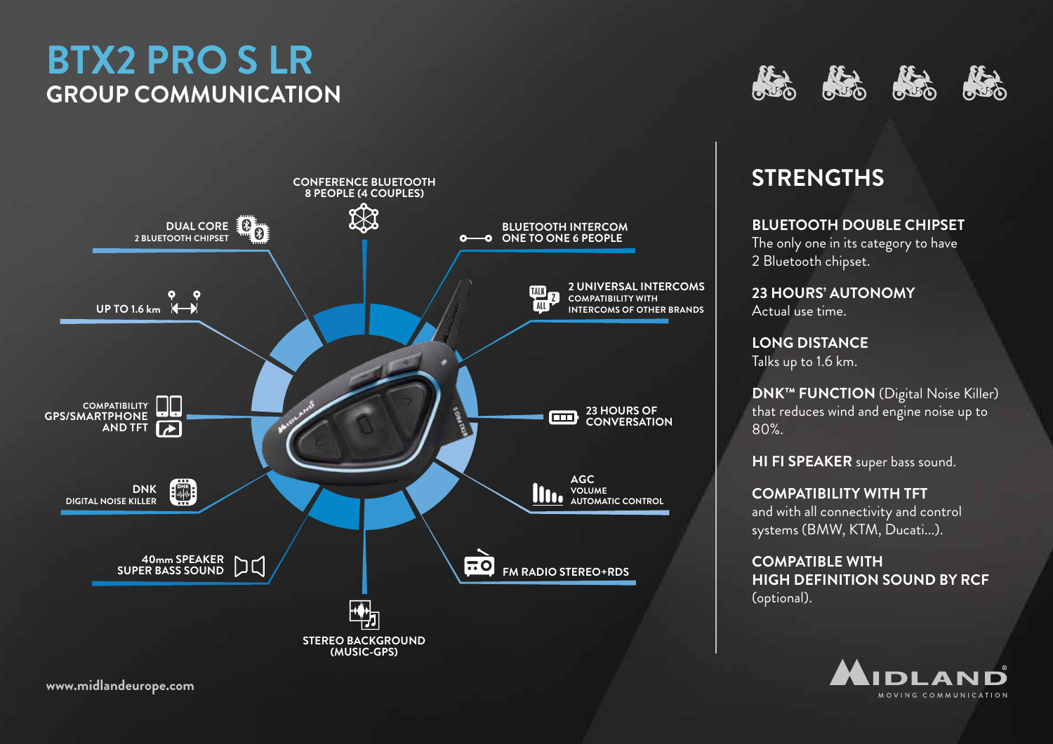# BTX2 PRO S LR
## GROUP COMMUNICATION

- CONFERENCE BLUETOOTH 8 PEOPLE (4 COUPLES)
- DUAL CORE 2 BLUETOOTH CHIPSET
- BLUETOOTH INTERCOM ONE TO ONE 6 PEOPLE
- UP TO 1.6 km
- 2 UNIVERSAL INTERCOMS COMPATIBILITY WITH INTERCOMS OF OTHER BRANDS
- COMPATIBILITY GPS/SMARTPHONE AND TFT
- 23 HOURS OF CONVERSATION
- DNK DIGITAL NOISE KILLER
- AGC VOLUME AUTOMATIC CONTROL
- 40mm SPEAKER SUPER BASS SOUND
- FM RADIO STEREO+RDS
- STEREO BACKGROUND (MUSIC-GPS)

## STRENGTHS

**BLUETOOTH DOUBLE CHIPSET**
The only one in its category to have 2 Bluetooth chipset.

**23 HOURS' AUTONOMY**
Actual use time.

**LONG DISTANCE**
Talks up to 1.6 km.

**DNK™ FUNCTION** (Digital Noise Killer) that reduces wind and engine noise up to 80%.

**HI FI SPEAKER** super bass sound.

**COMPATIBILITY WITH TFT**
and with all connectivity and control systems (BMW, KTM, Ducati...).

**COMPATIBLE WITH HIGH DEFINITION SOUND BY RCF**
(optional).

www.midlandeurope.com

MIDLAND MOVING COMMUNICATION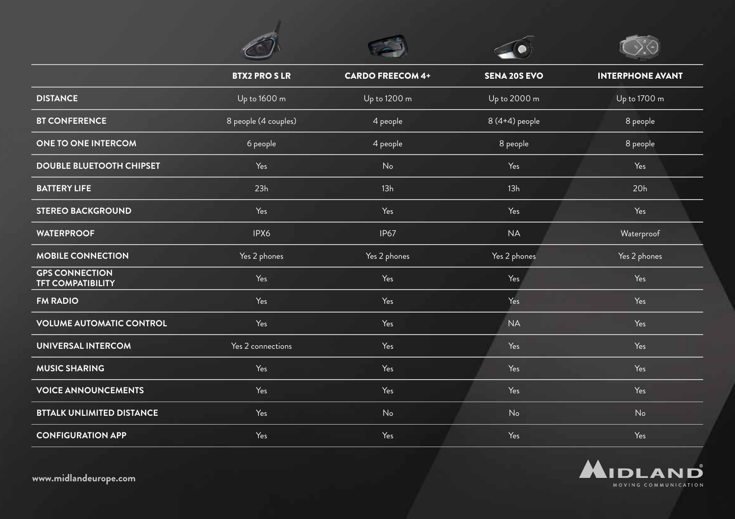| | BTX2 PRO S LR | CARDO FREECOM 4+ | SENA 20S EVO | INTERPHONE AVANT |
|---|---|---|---|---|
| **DISTANCE** | Up to 1600 m | Up to 1200 m | Up to 2000 m | Up to 1700 m |
| **BT CONFERENCE** | 8 people (4 couples) | 4 people | 8 (4+4) people | 8 people |
| **ONE TO ONE INTERCOM** | 6 people | 4 people | 8 people | 8 people |
| **DOUBLE BLUETOOTH CHIPSET** | Yes | No | Yes | Yes |
| **BATTERY LIFE** | 23h | 13h | 13h | 20h |
| **STEREO BACKGROUND** | Yes | Yes | Yes | Yes |
| **WATERPROOF** | IPX6 | IP67 | NA | Waterproof |
| **MOBILE CONNECTION** | Yes 2 phones | Yes 2 phones | Yes 2 phones | Yes 2 phones |
| **GPS CONNECTION TFT COMPATIBILITY** | Yes | Yes | Yes | Yes |
| **FM RADIO** | Yes | Yes | Yes | Yes |
| **VOLUME AUTOMATIC CONTROL** | Yes | Yes | NA | Yes |
| **UNIVERSAL INTERCOM** | Yes 2 connections | Yes | Yes | Yes |
| **MUSIC SHARING** | Yes | Yes | Yes | Yes |
| **VOICE ANNOUNCEMENTS** | Yes | Yes | Yes | Yes |
| **BTTALK UNLIMITED DISTANCE** | Yes | No | No | No |
| **CONFIGURATION APP** | Yes | Yes | Yes | Yes |

**www.midlandeurope.com**

MIDLAND®
MOVING COMMUNICATION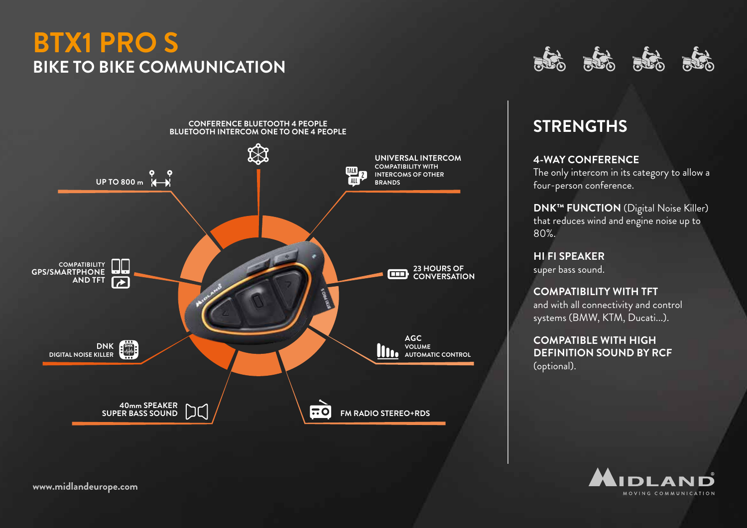# BTX1 PRO S

## BIKE TO BIKE COMMUNICATION

CONFERENCE BLUETOOTH 4 PEOPLE
BLUETOOTH INTERCOM ONE TO ONE 4 PEOPLE

UP TO 800 m

UNIVERSAL INTERCOM
COMPATIBILITY WITH INTERCOMS OF OTHER BRANDS

COMPATIBILITY GPS/SMARTPHONE AND TFT

23 HOURS OF CONVERSATION

DNK
DIGITAL NOISE KILLER

AGC
VOLUME AUTOMATIC CONTROL

40mm SPEAKER
SUPER BASS SOUND

FM RADIO STEREO+RDS

## STRENGTHS

**4-WAY CONFERENCE**
The only intercom in its category to allow a four-person conference.

**DNK™ FUNCTION** (Digital Noise Killer) that reduces wind and engine noise up to 80%.

**HI FI SPEAKER**
super bass sound.

**COMPATIBILITY WITH TFT**
and with all connectivity and control systems (BMW, KTM, Ducati...).

**COMPATIBLE WITH HIGH DEFINITION SOUND BY RCF**
(optional).

www.midlandeurope.com

MIDLAND® MOVING COMMUNICATION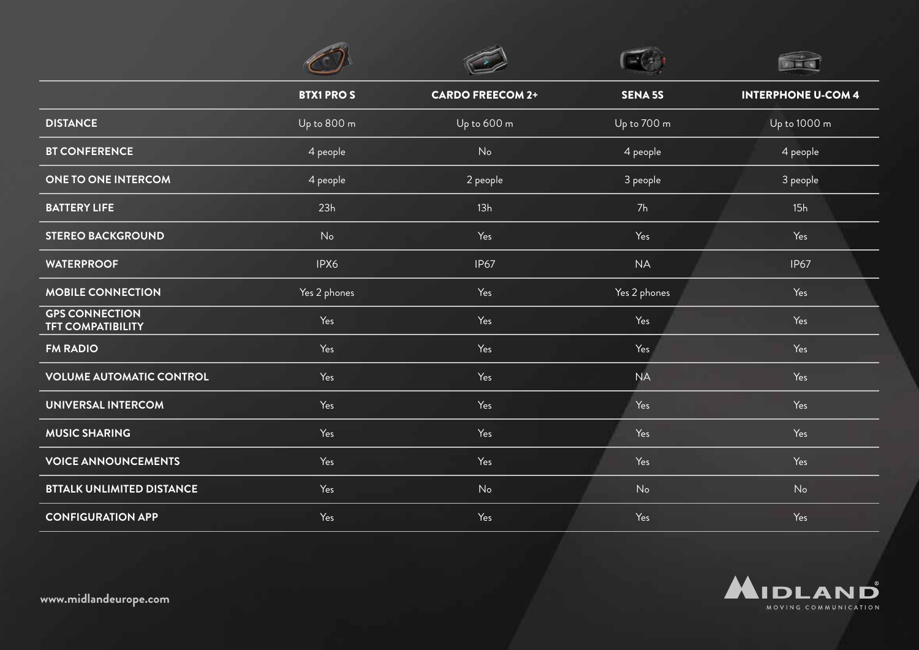| | BTX1 PRO S | CARDO FREECOM 2+ | SENA 5S | INTERPHONE U-COM 4 |
|---|---|---|---|---|
| **DISTANCE** | Up to 800 m | Up to 600 m | Up to 700 m | Up to 1000 m |
| **BT CONFERENCE** | 4 people | No | 4 people | 4 people |
| **ONE TO ONE INTERCOM** | 4 people | 2 people | 3 people | 3 people |
| **BATTERY LIFE** | 23h | 13h | 7h | 15h |
| **STEREO BACKGROUND** | No | Yes | Yes | Yes |
| **WATERPROOF** | IPX6 | IP67 | NA | IP67 |
| **MOBILE CONNECTION** | Yes 2 phones | Yes | Yes 2 phones | Yes |
| **GPS CONNECTION TFT COMPATIBILITY** | Yes | Yes | Yes | Yes |
| **FM RADIO** | Yes | Yes | Yes | Yes |
| **VOLUME AUTOMATIC CONTROL** | Yes | Yes | NA | Yes |
| **UNIVERSAL INTERCOM** | Yes | Yes | Yes | Yes |
| **MUSIC SHARING** | Yes | Yes | Yes | Yes |
| **VOICE ANNOUNCEMENTS** | Yes | Yes | Yes | Yes |
| **BTTALK UNLIMITED DISTANCE** | Yes | No | No | No |
| **CONFIGURATION APP** | Yes | Yes | Yes | Yes |

www.midlandeurope.com

MIDLAND® MOVING COMMUNICATION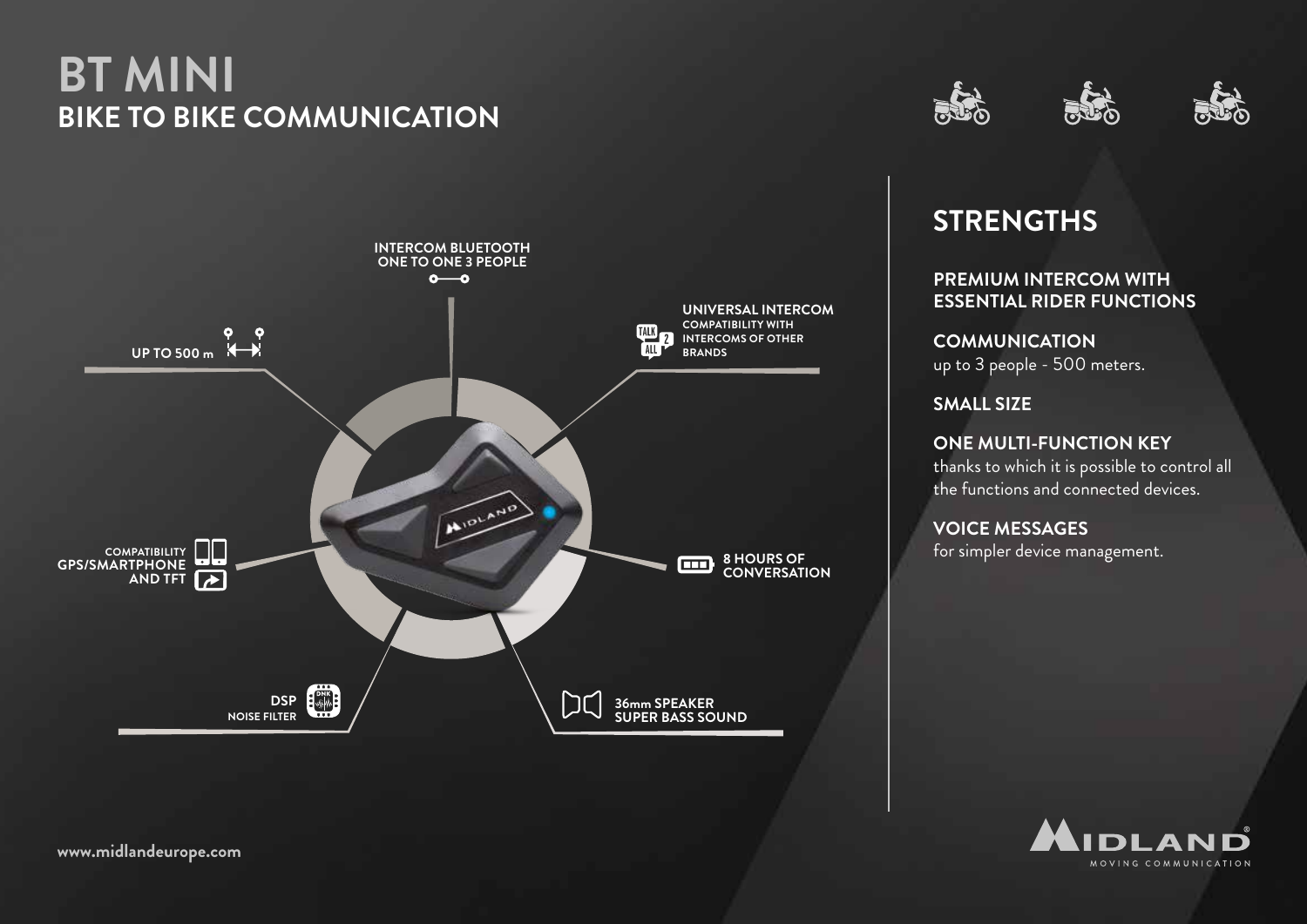# BT MINI

## BIKE TO BIKE COMMUNICATION

INTERCOM BLUETOOTH
ONE TO ONE 3 PEOPLE

UP TO 500 m

UNIVERSAL INTERCOM
COMPATIBILITY WITH INTERCOMS OF OTHER BRANDS

COMPATIBILITY
GPS/SMARTPHONE
AND TFT

8 HOURS OF CONVERSATION

DSP
NOISE FILTER

36mm SPEAKER
SUPER BASS SOUND

## STRENGTHS

**PREMIUM INTERCOM WITH ESSENTIAL RIDER FUNCTIONS**

**COMMUNICATION**
up to 3 people - 500 meters.

**SMALL SIZE**

**ONE MULTI-FUNCTION KEY**
thanks to which it is possible to control all the functions and connected devices.

**VOICE MESSAGES**
for simpler device management.

www.midlandeurope.com

MIDLAND® MOVING COMMUNICATION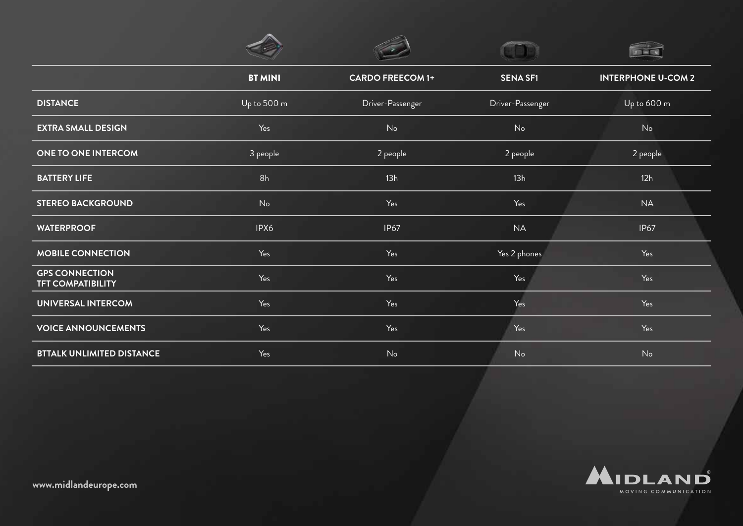| | BT MINI | CARDO FREECOM 1+ | SENA SF1 | INTERPHONE U-COM 2 |
|---|---|---|---|---|
| **DISTANCE** | Up to 500 m | Driver-Passenger | Driver-Passenger | Up to 600 m |
| **EXTRA SMALL DESIGN** | Yes | No | No | No |
| **ONE TO ONE INTERCOM** | 3 people | 2 people | 2 people | 2 people |
| **BATTERY LIFE** | 8h | 13h | 13h | 12h |
| **STEREO BACKGROUND** | No | Yes | Yes | NA |
| **WATERPROOF** | IPX6 | IP67 | NA | IP67 |
| **MOBILE CONNECTION** | Yes | Yes | Yes 2 phones | Yes |
| **GPS CONNECTION TFT COMPATIBILITY** | Yes | Yes | Yes | Yes |
| **UNIVERSAL INTERCOM** | Yes | Yes | Yes | Yes |
| **VOICE ANNOUNCEMENTS** | Yes | Yes | Yes | Yes |
| **BTTALK UNLIMITED DISTANCE** | Yes | No | No | No |

www.midlandeurope.com

MIDLAND®
MOVING COMMUNICATION